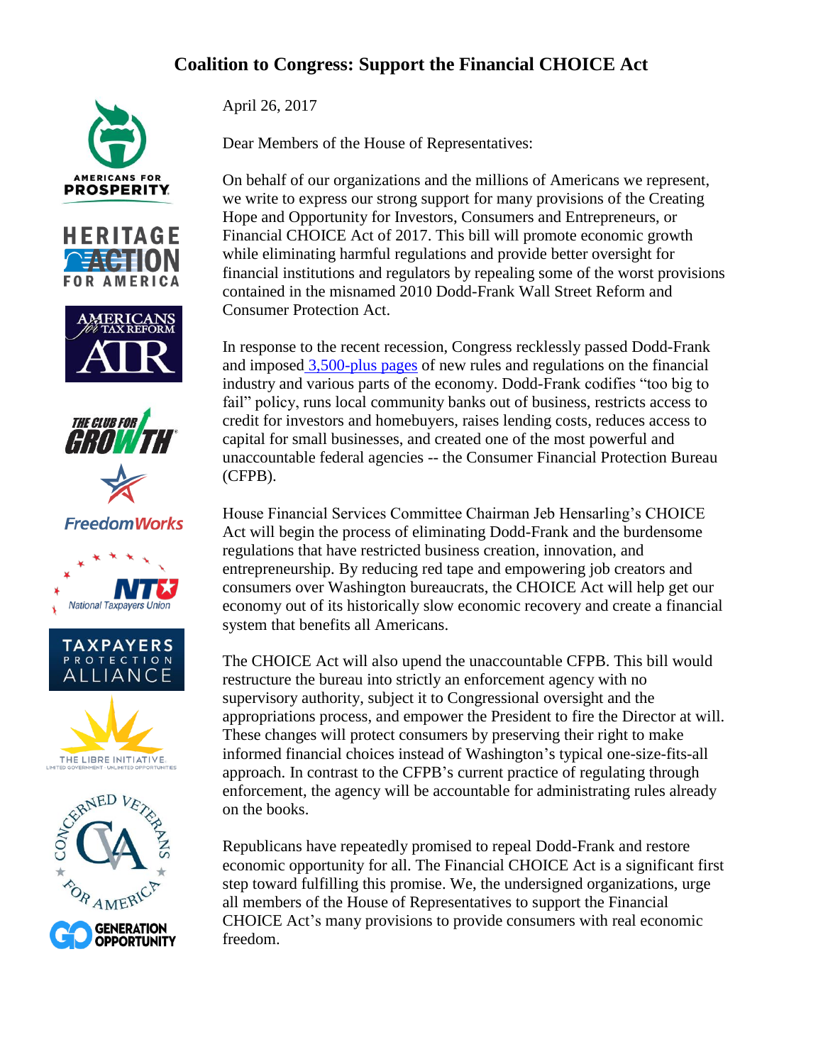# Coalition to Congress: Support the Financial CHOICE Act

April 26, 2017

Dear Members of the House of Representatives:

On behalf of our organizations and the millions of Americans we represent, we write to express our strong support for many provisions of the Creating Hope and Opportunity for Investors, Consumers and Entrepreneurs, or Financial CHOICE Act of 2017. This bill will promote economic growth while eliminating harmful regulations and provide better oversight for financial institutions and regulators by repealing some of the worst provisions contained in the misnamed 2010 Dodd-Frank Wall Street Reform and Consumer Protection Act.

In response to the recent recession, Congress recklessly passed Dodd-Frank and imposed 3,500-plus pages of new rules and regulations on the financial industry and various parts of the economy. Dodd-Frank codifies "too big to fail" policy, runs local community banks out of business, restricts access to credit for investors and homebuyers, raises lending costs, reduces access to capital for small businesses, and created one of the most powerful and unaccountable federal agencies -- the Consumer Financial Protection Bureau (CFPB).

House Financial Services Committee Chairman Jeb Hensarling's CHOICE Act will begin the process of eliminating Dodd-Frank and the burdensome regulations that have restricted business creation, innovation, and entrepreneurship. By reducing red tape and empowering job creators and consumers over Washington bureaucrats, the CHOICE Act will help get our economy out of its historically slow economic recovery and create a financial system that benefits all Americans.

The CHOICE Act will also upend the unaccountable CFPB. This bill would restructure the bureau into strictly an enforcement agency with no supervisory authority, subject it to Congressional oversight and the appropriations process, and empower the President to fire the Director at will. These changes will protect consumers by preserving their right to make informed financial choices instead of Washington's typical one-size-fits-all approach. In contrast to the CFPB's current practice of regulating through enforcement, the agency will be accountable for administrating rules already on the books.

Republicans have repeatedly promised to repeal Dodd-Frank and restore economic opportunity for all. The Financial CHOICE Act is a significant first step toward fulfilling this promise. We, the undersigned organizations, urge all members of the House of Representatives to support the Financial CHOICE Act's many provisions to provide consumers with real economic freedom.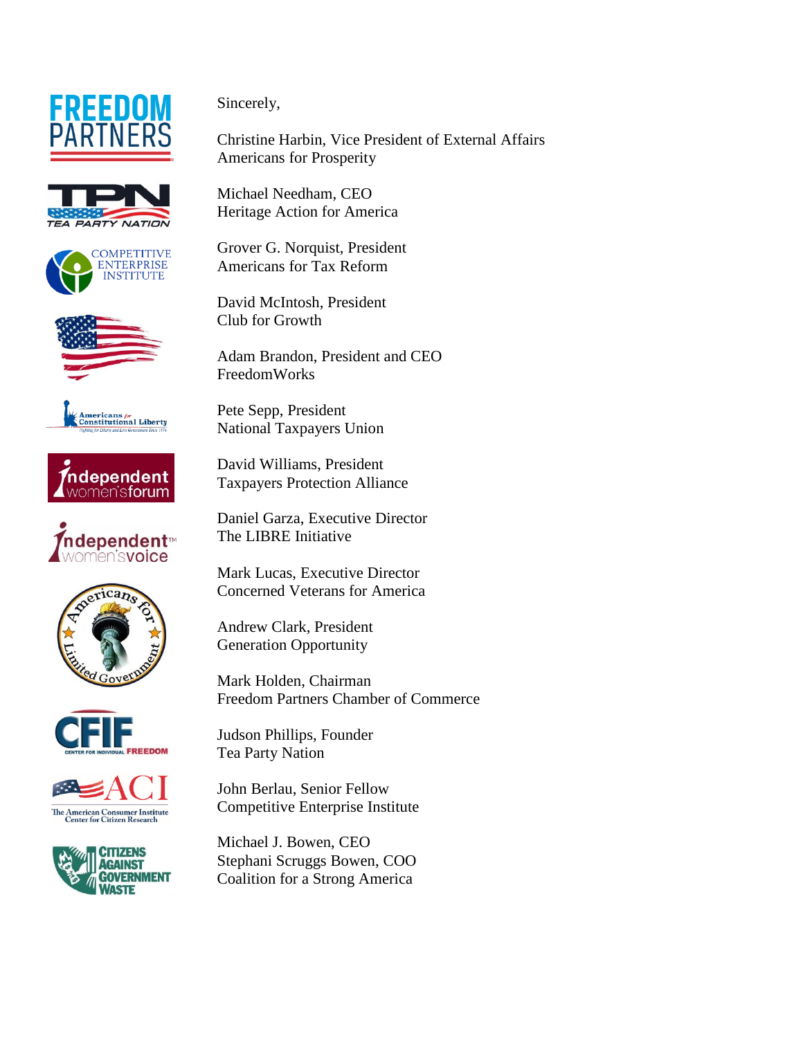Sincerely,

Christine Harbin, Vice President of External Affairs
Americans for Prosperity

Michael Needham, CEO
Heritage Action for America

Grover G. Norquist, President
Americans for Tax Reform

David McIntosh, President
Club for Growth

Adam Brandon, President and CEO
FreedomWorks

Pete Sepp, President
National Taxpayers Union

David Williams, President
Taxpayers Protection Alliance

Daniel Garza, Executive Director
The LIBRE Initiative

Mark Lucas, Executive Director
Concerned Veterans for America

Andrew Clark, President
Generation Opportunity

Mark Holden, Chairman
Freedom Partners Chamber of Commerce

Judson Phillips, Founder
Tea Party Nation

John Berlau, Senior Fellow
Competitive Enterprise Institute

Michael J. Bowen, CEO
Stephani Scruggs Bowen, COO
Coalition for a Strong America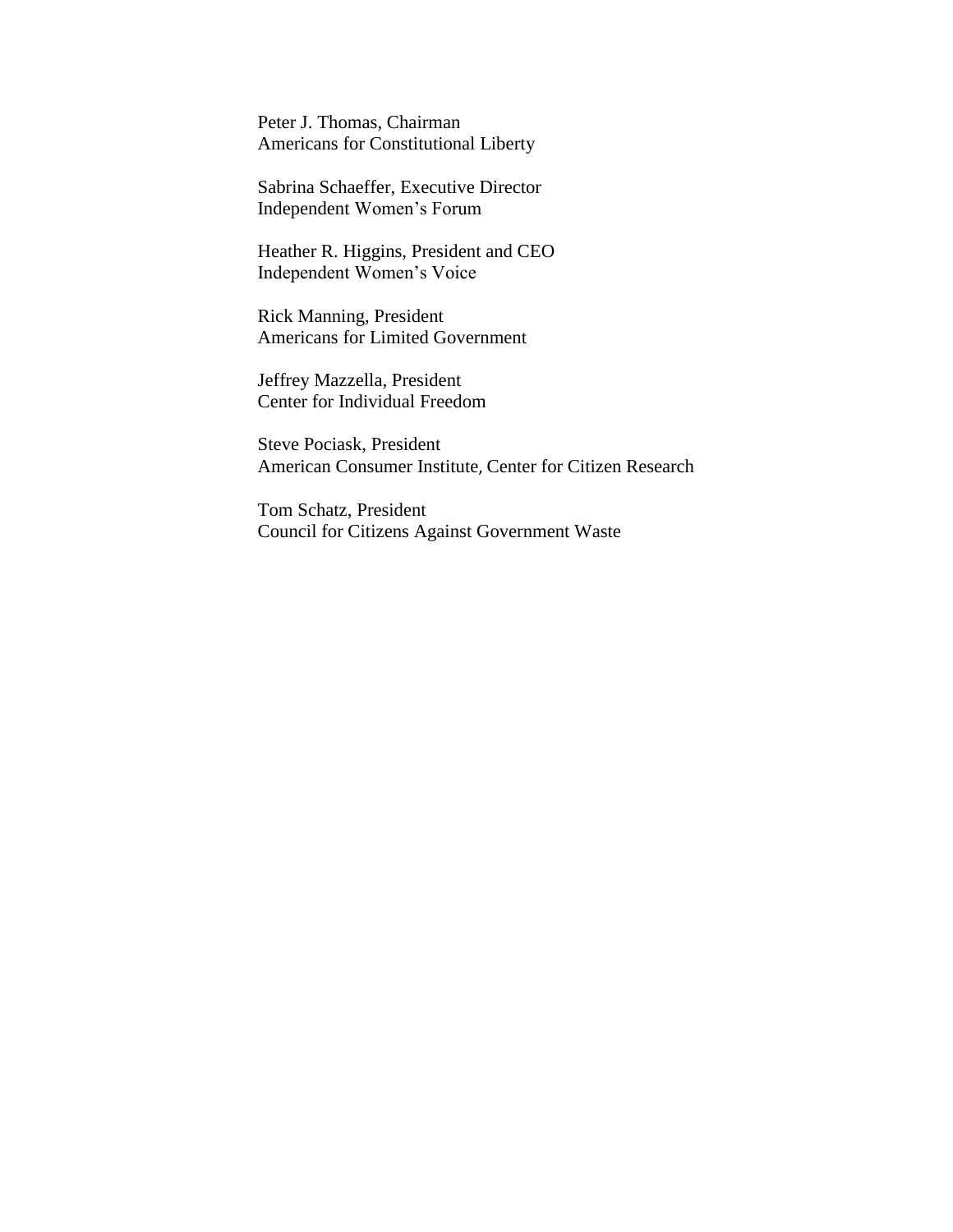Peter J. Thomas, Chairman
Americans for Constitutional Liberty

Sabrina Schaeffer, Executive Director
Independent Women's Forum

Heather R. Higgins, President and CEO
Independent Women's Voice

Rick Manning, President
Americans for Limited Government

Jeffrey Mazzella, President
Center for Individual Freedom

Steve Pociask, President
American Consumer Institute, Center for Citizen Research

Tom Schatz, President
Council for Citizens Against Government Waste